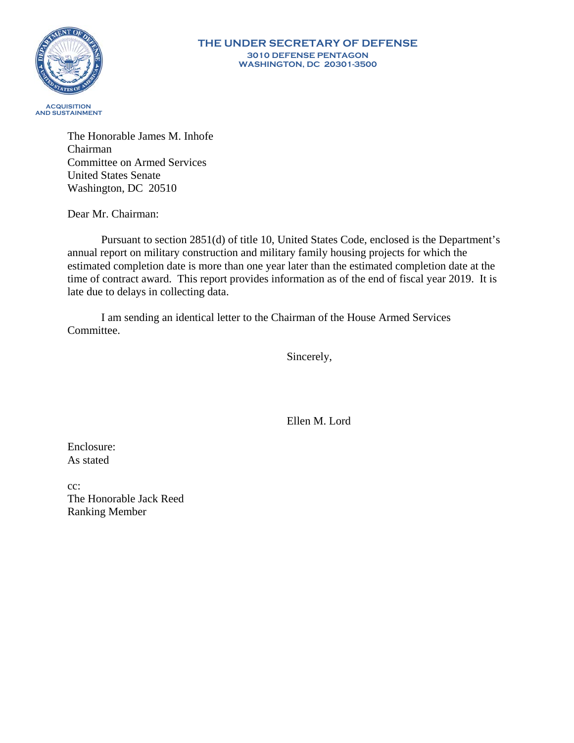**THE UNDER SECRETARY OF DEFENSE**
**3010 DEFENSE PENTAGON**
**WASHINGTON, DC 20301-3500**

**ACQUISITION AND SUSTAINMENT**

The Honorable James M. Inhofe
Chairman
Committee on Armed Services
United States Senate
Washington, DC 20510

Dear Mr. Chairman:

Pursuant to section 2851(d) of title 10, United States Code, enclosed is the Department's annual report on military construction and military family housing projects for which the estimated completion date is more than one year later than the estimated completion date at the time of contract award. This report provides information as of the end of fiscal year 2019. It is late due to delays in collecting data.

I am sending an identical letter to the Chairman of the House Armed Services Committee.

Sincerely,

Ellen M. Lord

Enclosure:
As stated

cc:
The Honorable Jack Reed
Ranking Member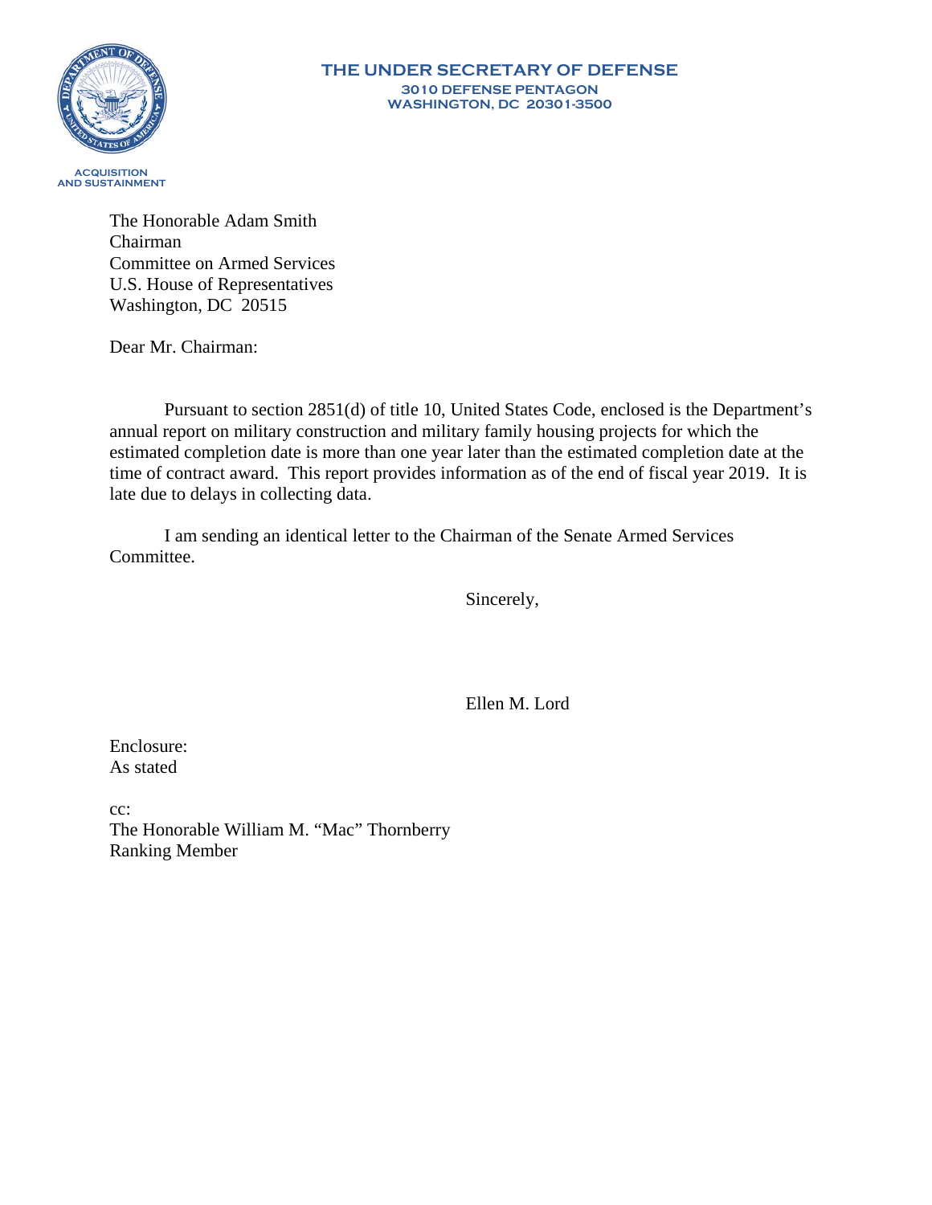**THE UNDER SECRETARY OF DEFENSE**
**3010 DEFENSE PENTAGON**
**WASHINGTON, DC 20301-3500**

**ACQUISITION AND SUSTAINMENT**

The Honorable Adam Smith
Chairman
Committee on Armed Services
U.S. House of Representatives
Washington, DC 20515

Dear Mr. Chairman:

Pursuant to section 2851(d) of title 10, United States Code, enclosed is the Department's annual report on military construction and military family housing projects for which the estimated completion date is more than one year later than the estimated completion date at the time of contract award. This report provides information as of the end of fiscal year 2019. It is late due to delays in collecting data.

I am sending an identical letter to the Chairman of the Senate Armed Services Committee.

Sincerely,

Ellen M. Lord

Enclosure:
As stated

cc:
The Honorable William M. "Mac" Thornberry
Ranking Member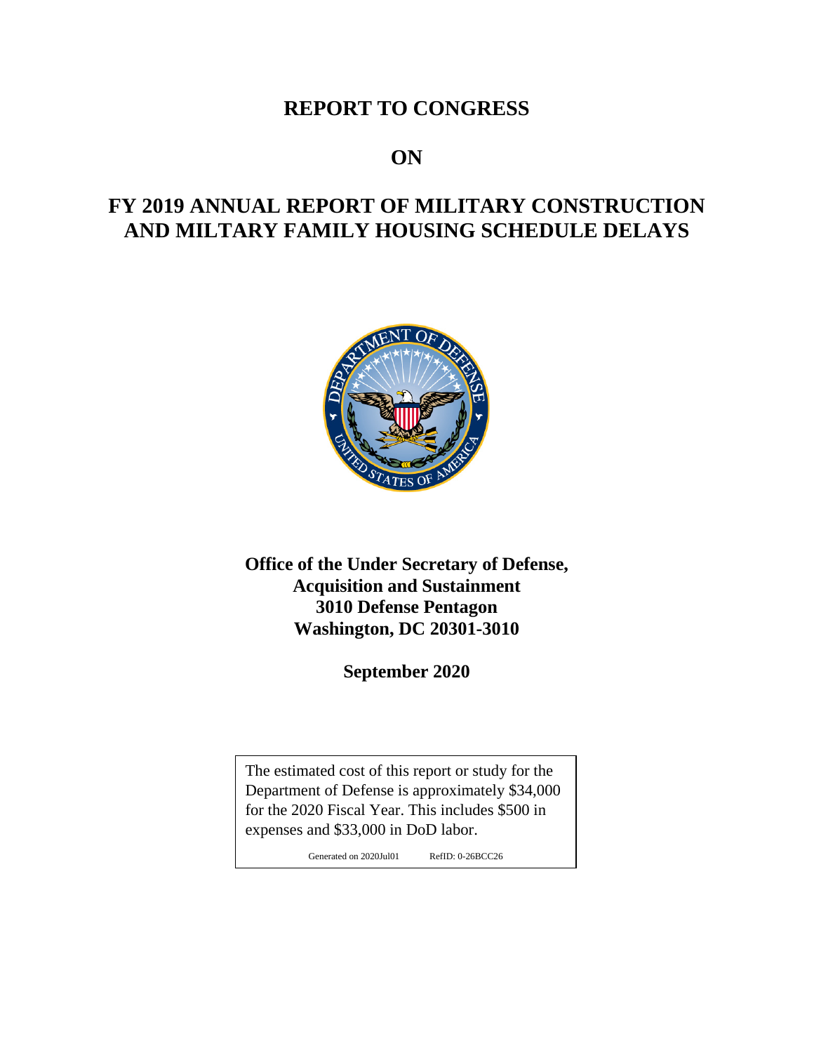# REPORT TO CONGRESS

# ON

# FY 2019 ANNUAL REPORT OF MILITARY CONSTRUCTION AND MILTARY FAMILY HOUSING SCHEDULE DELAYS

**Office of the Under Secretary of Defense,**
**Acquisition and Sustainment**
**3010 Defense Pentagon**
**Washington, DC 20301-3010**

**September 2020**

The estimated cost of this report or study for the Department of Defense is approximately $34,000 for the 2020 Fiscal Year. This includes $500 in expenses and $33,000 in DoD labor.

Generated on 2020Jul01 RefID: 0-26BCC26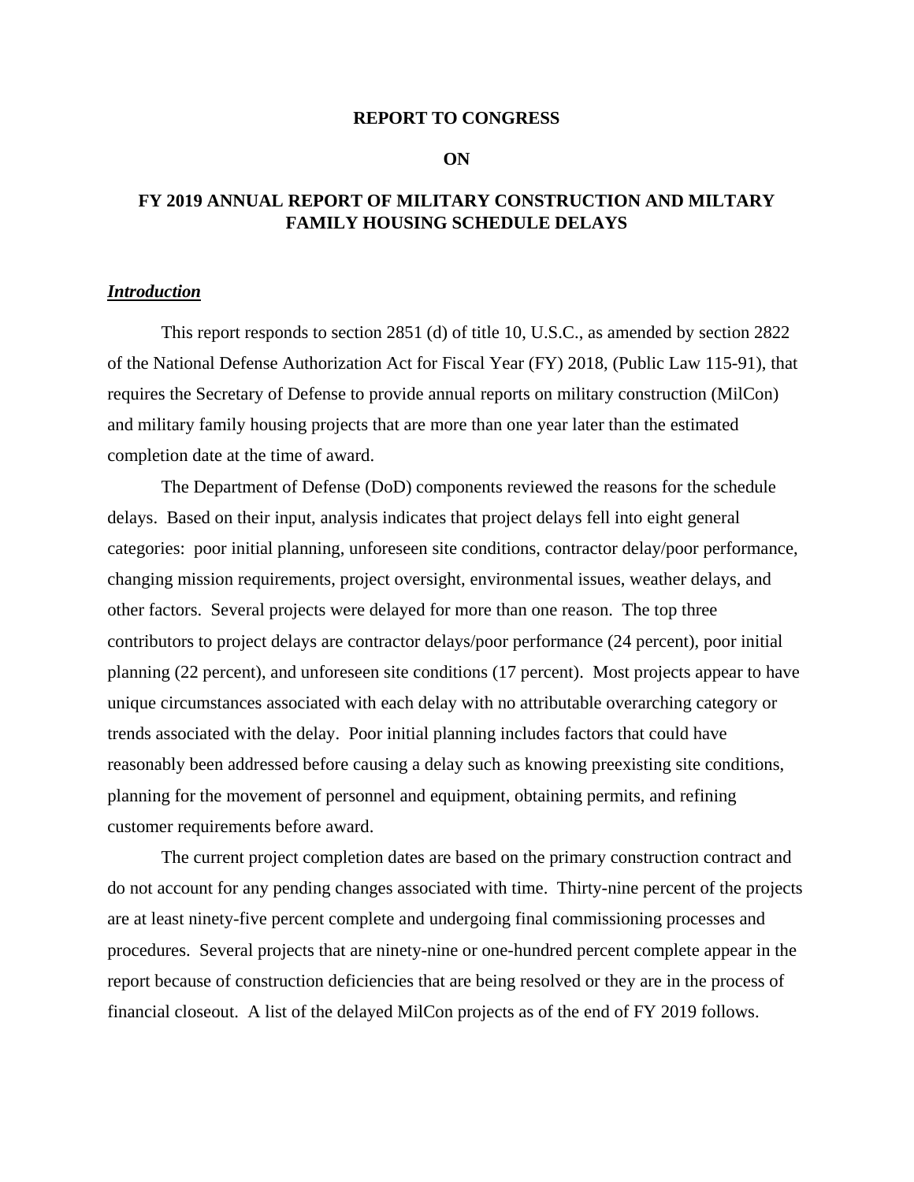**REPORT TO CONGRESS**

**ON**

**FY 2019 ANNUAL REPORT OF MILITARY CONSTRUCTION AND MILTARY FAMILY HOUSING SCHEDULE DELAYS**

***Introduction***

This report responds to section 2851 (d) of title 10, U.S.C., as amended by section 2822 of the National Defense Authorization Act for Fiscal Year (FY) 2018, (Public Law 115-91), that requires the Secretary of Defense to provide annual reports on military construction (MilCon) and military family housing projects that are more than one year later than the estimated completion date at the time of award.

The Department of Defense (DoD) components reviewed the reasons for the schedule delays. Based on their input, analysis indicates that project delays fell into eight general categories: poor initial planning, unforeseen site conditions, contractor delay/poor performance, changing mission requirements, project oversight, environmental issues, weather delays, and other factors. Several projects were delayed for more than one reason. The top three contributors to project delays are contractor delays/poor performance (24 percent), poor initial planning (22 percent), and unforeseen site conditions (17 percent). Most projects appear to have unique circumstances associated with each delay with no attributable overarching category or trends associated with the delay. Poor initial planning includes factors that could have reasonably been addressed before causing a delay such as knowing preexisting site conditions, planning for the movement of personnel and equipment, obtaining permits, and refining customer requirements before award.

The current project completion dates are based on the primary construction contract and do not account for any pending changes associated with time. Thirty-nine percent of the projects are at least ninety-five percent complete and undergoing final commissioning processes and procedures. Several projects that are ninety-nine or one-hundred percent complete appear in the report because of construction deficiencies that are being resolved or they are in the process of financial closeout. A list of the delayed MilCon projects as of the end of FY 2019 follows.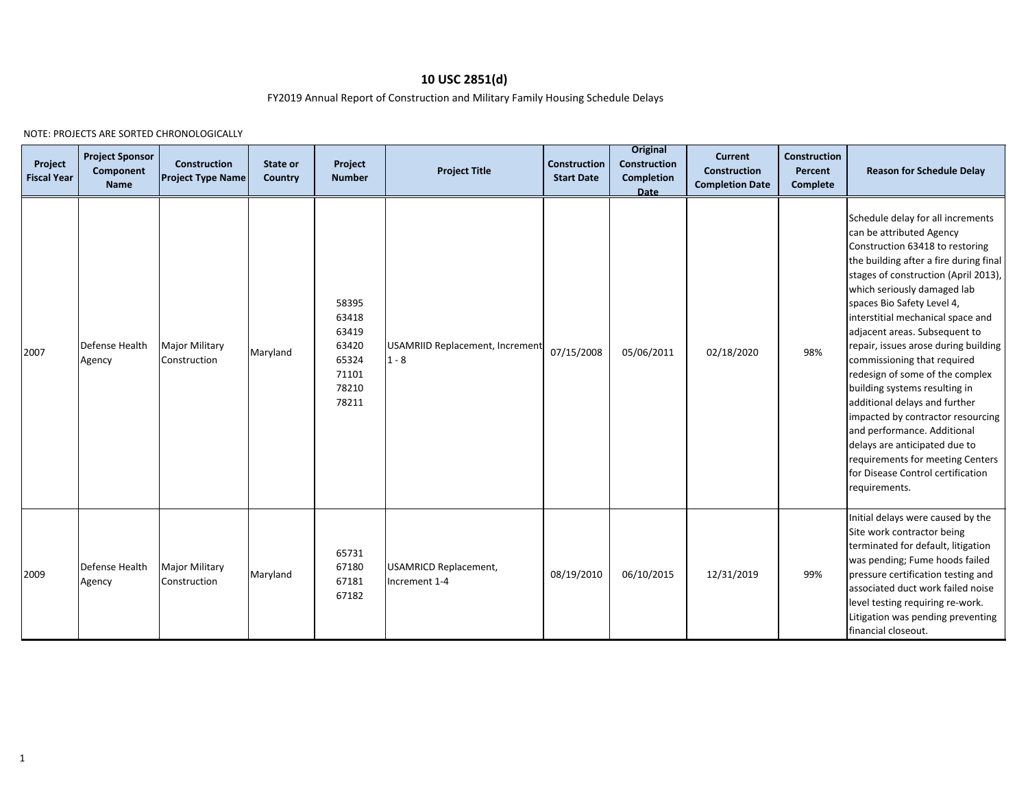# 10 USC 2851(d)

FY2019 Annual Report of Construction and Military Family Housing Schedule Delays

NOTE: PROJECTS ARE SORTED CHRONOLOGICALLY

| Project Fiscal Year | Project Sponsor Component Name | Construction Project Type Name | State or Country | Project Number | Project Title | Construction Start Date | Original Construction Completion Date | Current Construction Completion Date | Construction Percent Complete | Reason for Schedule Delay |
|---|---|---|---|---|---|---|---|---|---|---|
| 2007 | Defense Health Agency | Major Military Construction | Maryland | 58395 63418 63419 63420 65324 71101 78210 78211 | USAMRIID Replacement, Increment 1 - 8 | 07/15/2008 | 05/06/2011 | 02/18/2020 | 98% | Schedule delay for all increments can be attributed Agency Construction 63418 to restoring the building after a fire during final stages of construction (April 2013), which seriously damaged lab spaces Bio Safety Level 4, interstitial mechanical space and adjacent areas. Subsequent to repair, issues arose during building commissioning that required redesign of some of the complex building systems resulting in additional delays and further impacted by contractor resourcing and performance. Additional delays are anticipated due to requirements for meeting Centers for Disease Control certification requirements. |
| 2009 | Defense Health Agency | Major Military Construction | Maryland | 65731 67180 67181 67182 | USAMRICD Replacement, Increment 1-4 | 08/19/2010 | 06/10/2015 | 12/31/2019 | 99% | Initial delays were caused by the Site work contractor being terminated for default, litigation was pending; Fume hoods failed pressure certification testing and associated duct work failed noise level testing requiring re-work. Litigation was pending preventing financial closeout. |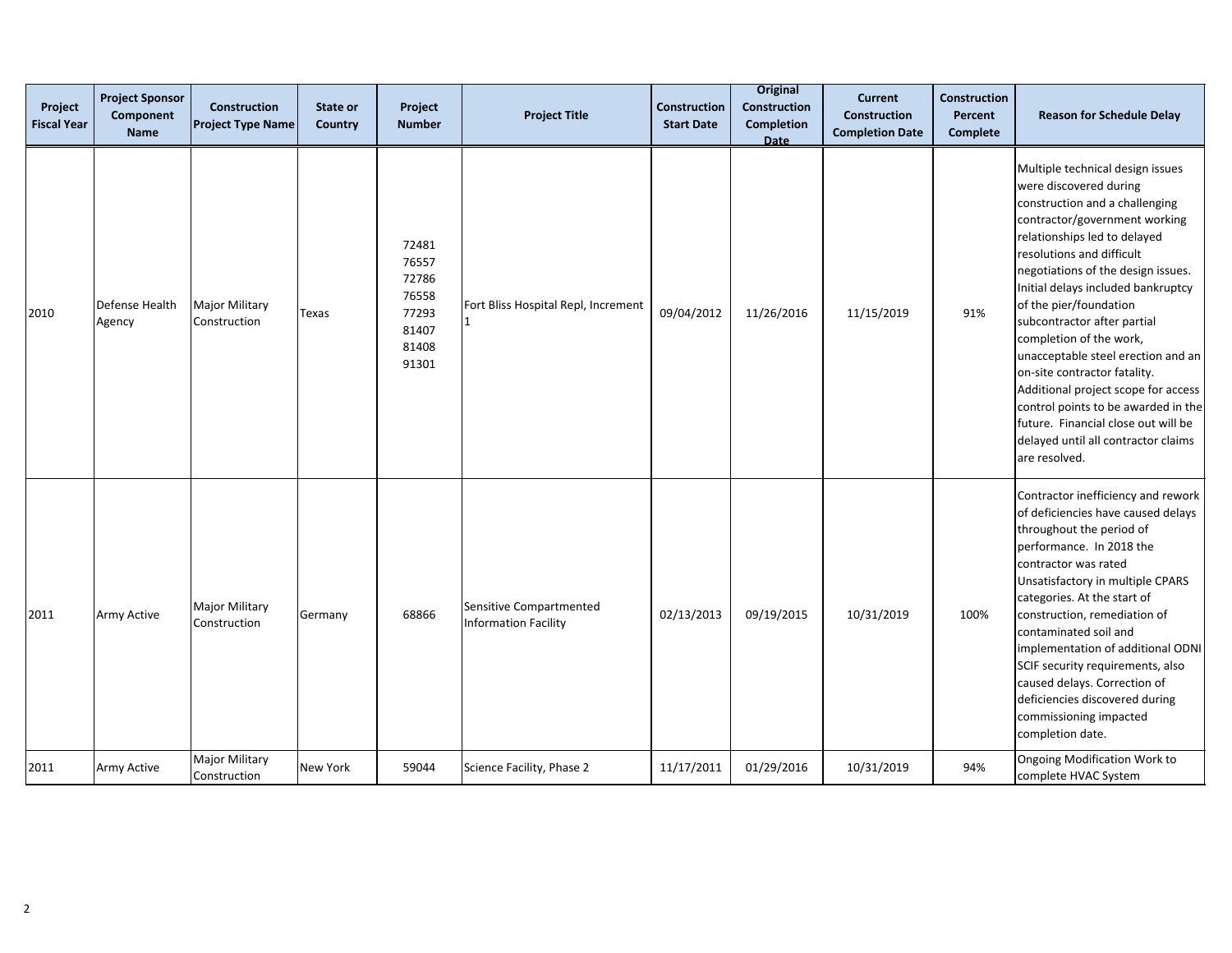| Project Fiscal Year | Project Sponsor Component Name | Construction Project Type Name | State or Country | Project Number | Project Title | Construction Start Date | Original Construction Completion Date | Current Construction Completion Date | Construction Percent Complete | Reason for Schedule Delay |
|---|---|---|---|---|---|---|---|---|---|---|
| 2010 | Defense Health Agency | Major Military Construction | Texas | 72481 76557 72786 76558 77293 81407 81408 91301 | Fort Bliss Hospital Repl, Increment 1 | 09/04/2012 | 11/26/2016 | 11/15/2019 | 91% | Multiple technical design issues were discovered during construction and a challenging contractor/government working relationships led to delayed resolutions and difficult negotiations of the design issues. Initial delays included bankruptcy of the pier/foundation subcontractor after partial completion of the work, unacceptable steel erection and an on-site contractor fatality. Additional project scope for access control points to be awarded in the future. Financial close out will be delayed until all contractor claims are resolved. |
| 2011 | Army Active | Major Military Construction | Germany | 68866 | Sensitive Compartmented Information Facility | 02/13/2013 | 09/19/2015 | 10/31/2019 | 100% | Contractor inefficiency and rework of deficiencies have caused delays throughout the period of performance. In 2018 the contractor was rated Unsatisfactory in multiple CPARS categories. At the start of construction, remediation of contaminated soil and implementation of additional ODNI SCIF security requirements, also caused delays. Correction of deficiencies discovered during commissioning impacted completion date. |
| 2011 | Army Active | Major Military Construction | New York | 59044 | Science Facility, Phase 2 | 11/17/2011 | 01/29/2016 | 10/31/2019 | 94% | Ongoing Modification Work to complete HVAC System |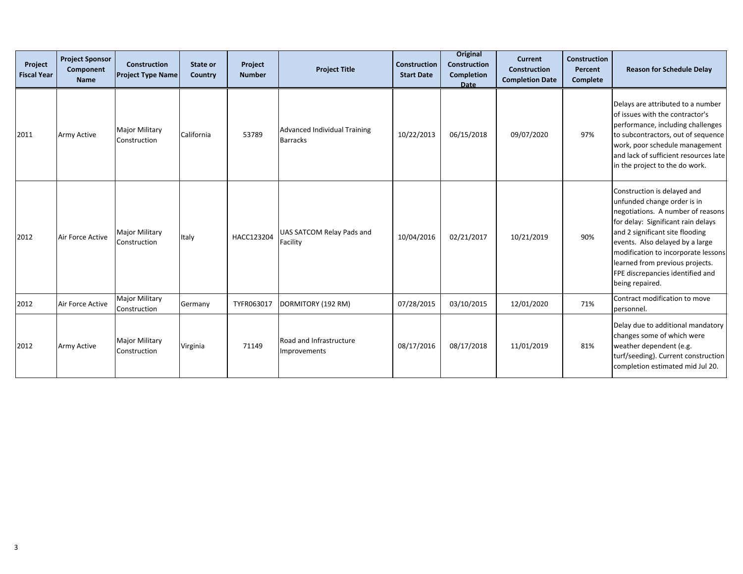| Project Fiscal Year | Project Sponsor Component Name | Construction Project Type Name | State or Country | Project Number | Project Title | Construction Start Date | Original Construction Completion Date | Current Construction Completion Date | Construction Percent Complete | Reason for Schedule Delay |
|---|---|---|---|---|---|---|---|---|---|---|
| 2011 | Army Active | Major Military Construction | California | 53789 | Advanced Individual Training Barracks | 10/22/2013 | 06/15/2018 | 09/07/2020 | 97% | Delays are attributed to a number of issues with the contractor's performance, including challenges to subcontractors, out of sequence work, poor schedule management and lack of sufficient resources late in the project to the do work. |
| 2012 | Air Force Active | Major Military Construction | Italy | HACC123204 | UAS SATCOM Relay Pads and Facility | 10/04/2016 | 02/21/2017 | 10/21/2019 | 90% | Construction is delayed and unfunded change order is in negotiations. A number of reasons for delay: Significant rain delays and 2 significant site flooding events. Also delayed by a large modification to incorporate lessons learned from previous projects. FPE discrepancies identified and being repaired. |
| 2012 | Air Force Active | Major Military Construction | Germany | TYFR063017 | DORMITORY (192 RM) | 07/28/2015 | 03/10/2015 | 12/01/2020 | 71% | Contract modification to move personnel. |
| 2012 | Army Active | Major Military Construction | Virginia | 71149 | Road and Infrastructure Improvements | 08/17/2016 | 08/17/2018 | 11/01/2019 | 81% | Delay due to additional mandatory changes some of which were weather dependent (e.g. turf/seeding). Current construction completion estimated mid Jul 20. |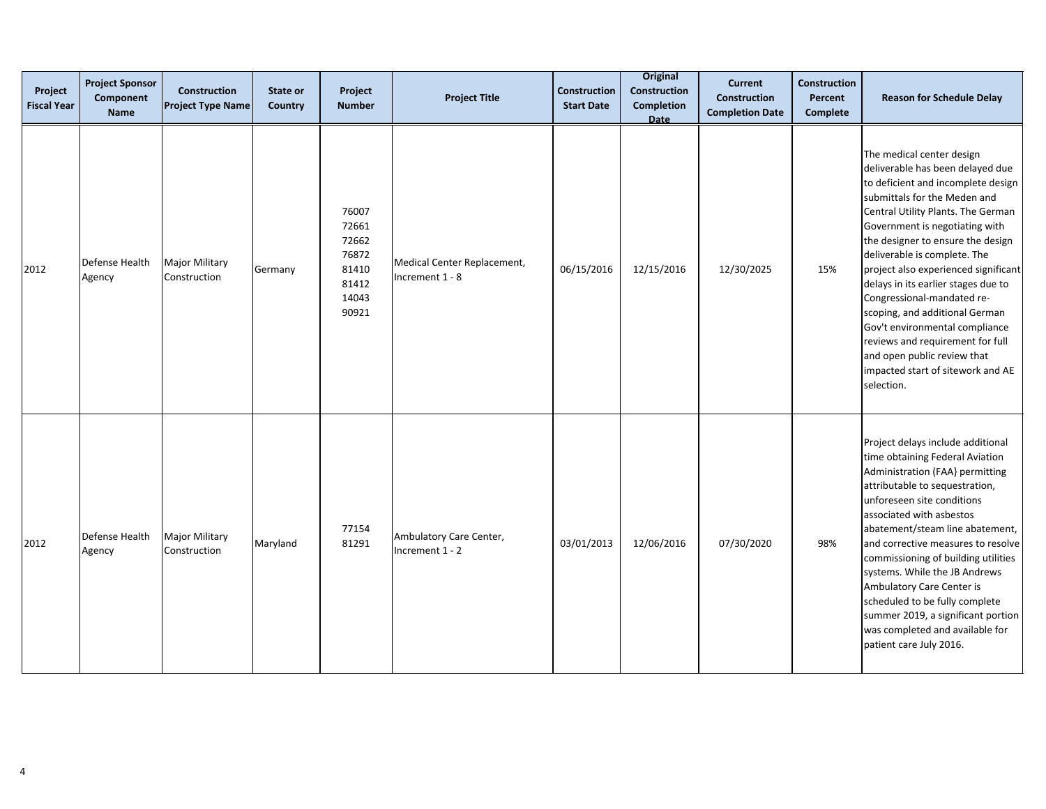| Project Fiscal Year | Project Sponsor Component Name | Construction Project Type Name | State or Country | Project Number | Project Title | Construction Start Date | Original Construction Completion Date | Current Construction Completion Date | Construction Percent Complete | Reason for Schedule Delay |
|---|---|---|---|---|---|---|---|---|---|---|
| 2012 | Defense Health Agency | Major Military Construction | Germany | 76007 72661 72662 76872 81410 81412 14043 90921 | Medical Center Replacement, Increment 1 - 8 | 06/15/2016 | 12/15/2016 | 12/30/2025 | 15% | The medical center design deliverable has been delayed due to deficient and incomplete design submittals for the Meden and Central Utility Plants. The German Government is negotiating with the designer to ensure the design deliverable is complete. The project also experienced significant delays in its earlier stages due to Congressional-mandated re-scoping, and additional German Gov't environmental compliance reviews and requirement for full and open public review that impacted start of sitework and AE selection. |
| 2012 | Defense Health Agency | Major Military Construction | Maryland | 77154 81291 | Ambulatory Care Center, Increment 1 - 2 | 03/01/2013 | 12/06/2016 | 07/30/2020 | 98% | Project delays include additional time obtaining Federal Aviation Administration (FAA} permitting attributable to sequestration, unforeseen site conditions associated with asbestos abatement/steam line abatement, and corrective measures to resolve commissioning of building utilities systems. While the JB Andrews Ambulatory Care Center is scheduled to be fully complete summer 2019, a significant portion was completed and available for patient care July 2016. |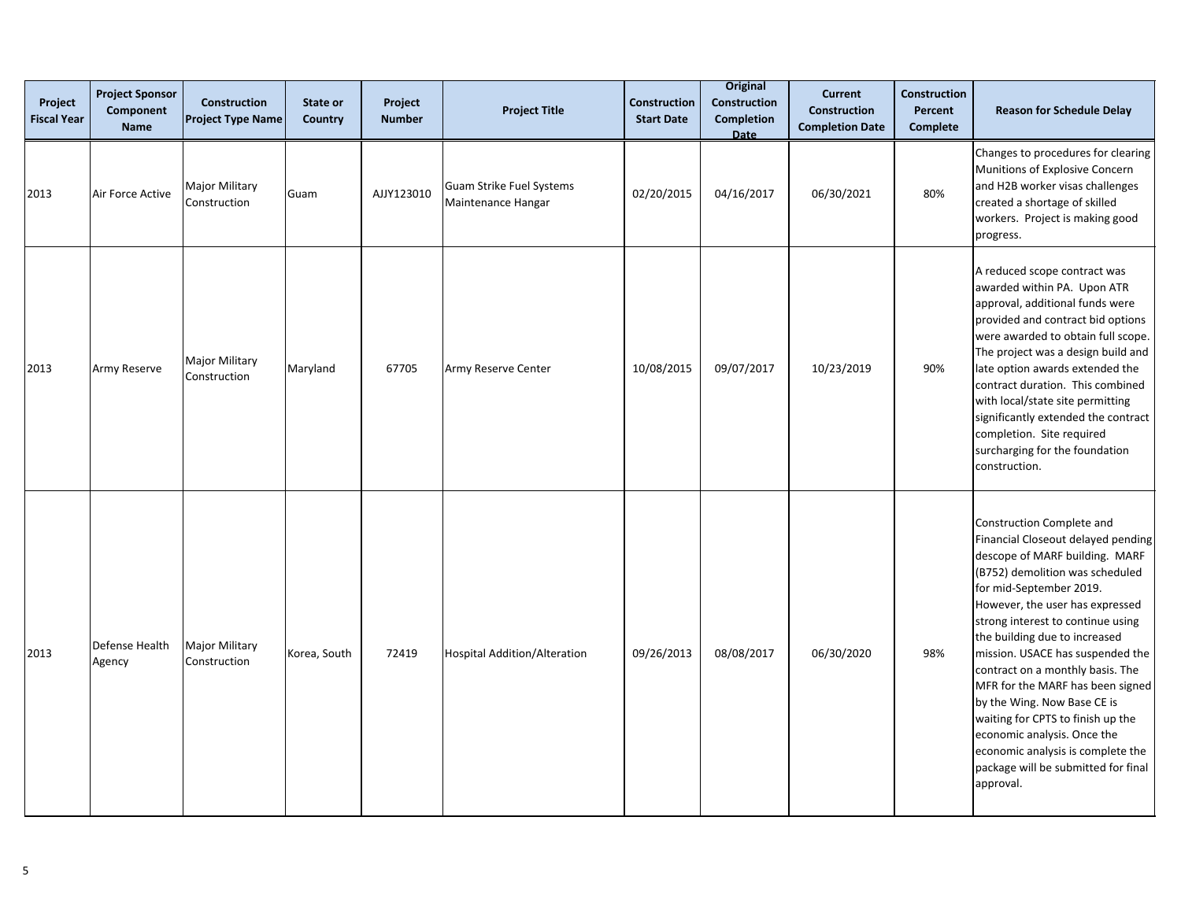| Project Fiscal Year | Project Sponsor Component Name | Construction Project Type Name | State or Country | Project Number | Project Title | Construction Start Date | Original Construction Completion Date | Current Construction Completion Date | Construction Percent Complete | Reason for Schedule Delay |
|---|---|---|---|---|---|---|---|---|---|---|
| 2013 | Air Force Active | Major Military Construction | Guam | AJJY123010 | Guam Strike Fuel Systems Maintenance Hangar | 02/20/2015 | 04/16/2017 | 06/30/2021 | 80% | Changes to procedures for clearing Munitions of Explosive Concern and H2B worker visas challenges created a shortage of skilled workers. Project is making good progress. |
| 2013 | Army Reserve | Major Military Construction | Maryland | 67705 | Army Reserve Center | 10/08/2015 | 09/07/2017 | 10/23/2019 | 90% | A reduced scope contract was awarded within PA. Upon ATR approval, additional funds were provided and contract bid options were awarded to obtain full scope. The project was a design build and late option awards extended the contract duration. This combined with local/state site permitting significantly extended the contract completion. Site required surcharging for the foundation construction. |
| 2013 | Defense Health Agency | Major Military Construction | Korea, South | 72419 | Hospital Addition/Alteration | 09/26/2013 | 08/08/2017 | 06/30/2020 | 98% | Construction Complete and Financial Closeout delayed pending descope of MARF building. MARF (B752) demolition was scheduled for mid-September 2019. However, the user has expressed strong interest to continue using the building due to increased mission. USACE has suspended the contract on a monthly basis. The MFR for the MARF has been signed by the Wing. Now Base CE is waiting for CPTS to finish up the economic analysis. Once the economic analysis is complete the package will be submitted for final approval. |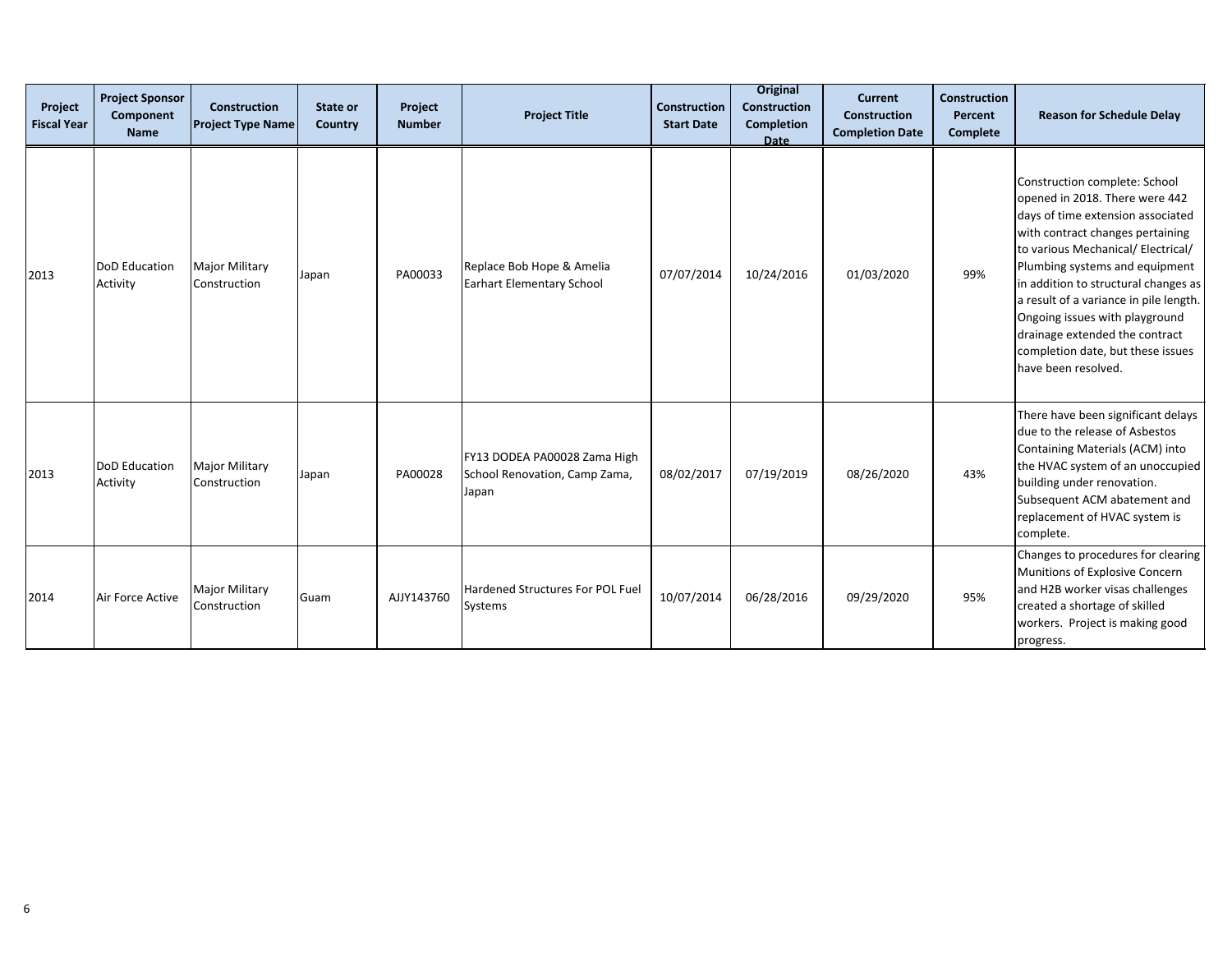| Project Fiscal Year | Project Sponsor Component Name | Construction Project Type Name | State or Country | Project Number | Project Title | Construction Start Date | Original Construction Completion Date | Current Construction Completion Date | Construction Percent Complete | Reason for Schedule Delay |
|---|---|---|---|---|---|---|---|---|---|---|
| 2013 | DoD Education Activity | Major Military Construction | Japan | PA00033 | Replace Bob Hope & Amelia Earhart Elementary School | 07/07/2014 | 10/24/2016 | 01/03/2020 | 99% | Construction complete: School opened in 2018. There were 442 days of time extension associated with contract changes pertaining to various Mechanical/ Electrical/ Plumbing systems and equipment in addition to structural changes as a result of a variance in pile length. Ongoing issues with playground drainage extended the contract completion date, but these issues have been resolved. |
| 2013 | DoD Education Activity | Major Military Construction | Japan | PA00028 | FY13 DODEA PA00028 Zama High School Renovation, Camp Zama, Japan | 08/02/2017 | 07/19/2019 | 08/26/2020 | 43% | There have been significant delays due to the release of Asbestos Containing Materials (ACM) into the HVAC system of an unoccupied building under renovation. Subsequent ACM abatement and replacement of HVAC system is complete. |
| 2014 | Air Force Active | Major Military Construction | Guam | AJJY143760 | Hardened Structures For POL Fuel Systems | 10/07/2014 | 06/28/2016 | 09/29/2020 | 95% | Changes to procedures for clearing Munitions of Explosive Concern and H2B worker visas challenges created a shortage of skilled workers. Project is making good progress. |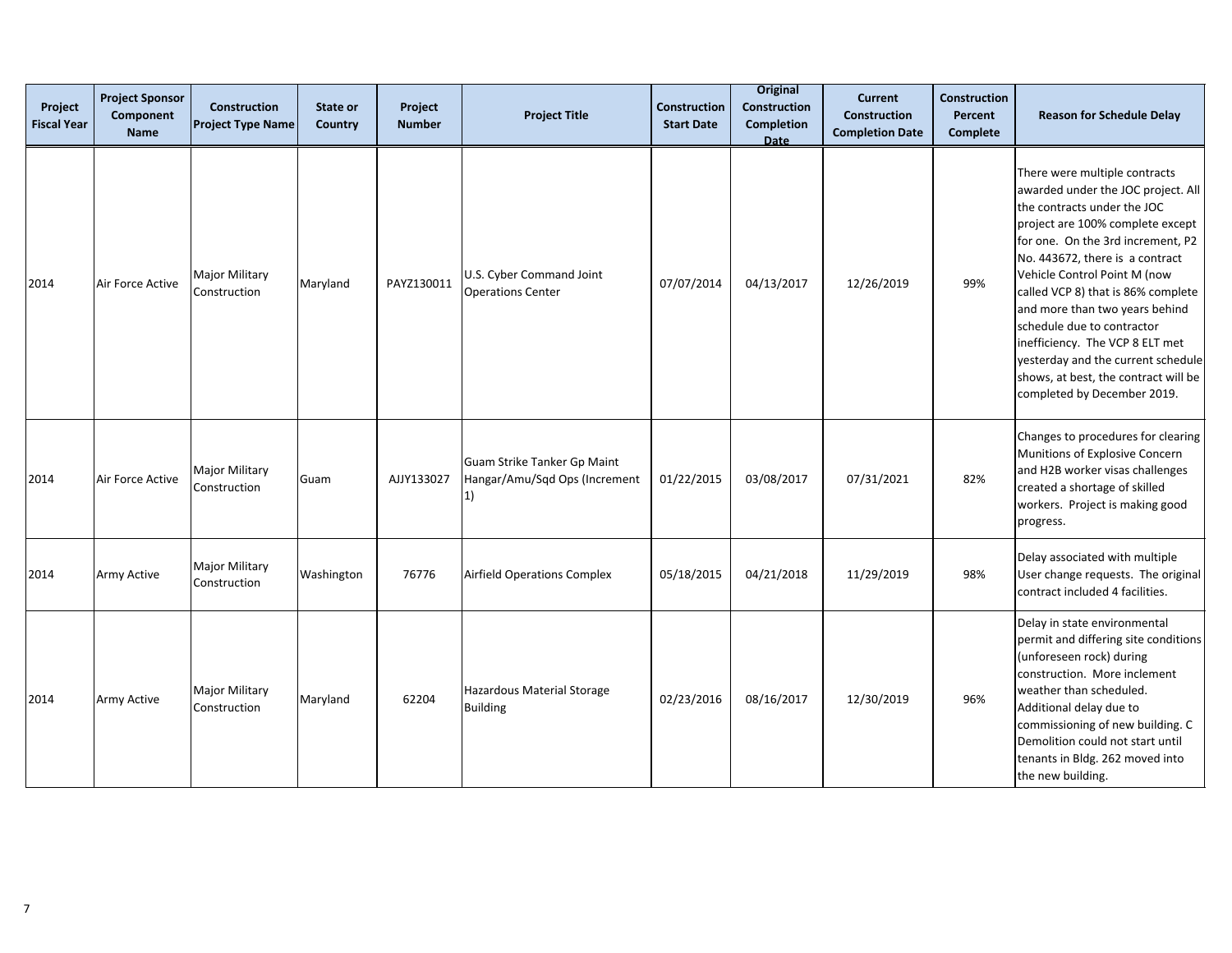| Project Fiscal Year | Project Sponsor Component Name | Construction Project Type Name | State or Country | Project Number | Project Title | Construction Start Date | Original Construction Completion Date | Current Construction Completion Date | Construction Percent Complete | Reason for Schedule Delay |
|---|---|---|---|---|---|---|---|---|---|---|
| 2014 | Air Force Active | Major Military Construction | Maryland | PAYZ130011 | U.S. Cyber Command Joint Operations Center | 07/07/2014 | 04/13/2017 | 12/26/2019 | 99% | There were multiple contracts awarded under the JOC project. All the contracts under the JOC project are 100% complete except for one. On the 3rd increment, P2 No. 443672, there is a contract Vehicle Control Point M (now called VCP 8) that is 86% complete and more than two years behind schedule due to contractor inefficiency. The VCP 8 ELT met yesterday and the current schedule shows, at best, the contract will be completed by December 2019. |
| 2014 | Air Force Active | Major Military Construction | Guam | AJJY133027 | Guam Strike Tanker Gp Maint Hangar/Amu/Sqd Ops (Increment 1) | 01/22/2015 | 03/08/2017 | 07/31/2021 | 82% | Changes to procedures for clearing Munitions of Explosive Concern and H2B worker visas challenges created a shortage of skilled workers. Project is making good progress. |
| 2014 | Army Active | Major Military Construction | Washington | 76776 | Airfield Operations Complex | 05/18/2015 | 04/21/2018 | 11/29/2019 | 98% | Delay associated with multiple User change requests. The original contract included 4 facilities. |
| 2014 | Army Active | Major Military Construction | Maryland | 62204 | Hazardous Material Storage Building | 02/23/2016 | 08/16/2017 | 12/30/2019 | 96% | Delay in state environmental permit and differing site conditions (unforeseen rock) during construction. More inclement weather than scheduled. Additional delay due to commissioning of new building. C Demolition could not start until tenants in Bldg. 262 moved into the new building. |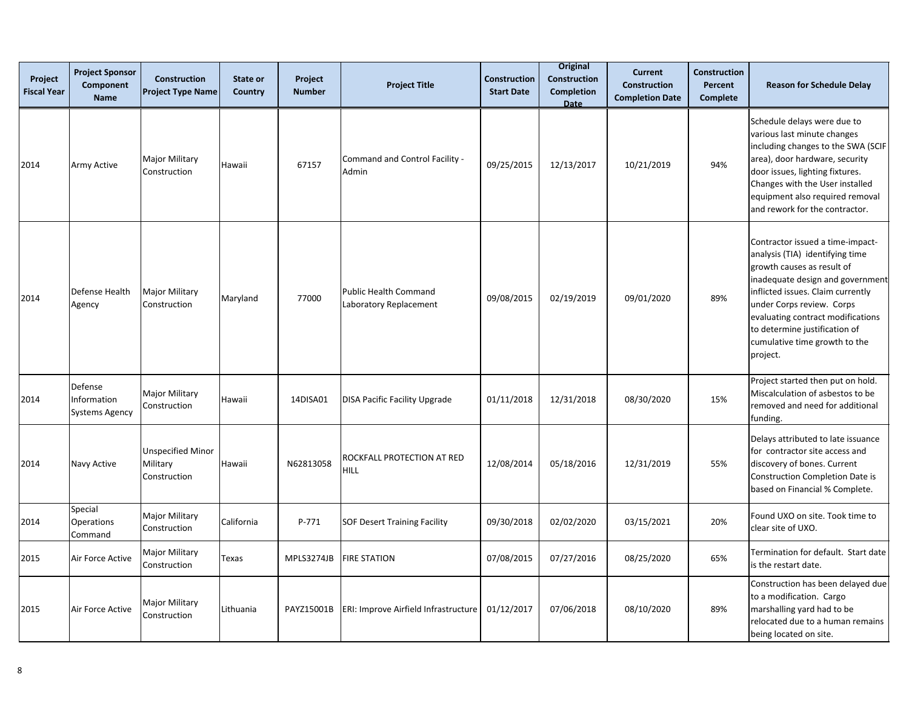| Project Fiscal Year | Project Sponsor Component Name | Construction Project Type Name | State or Country | Project Number | Project Title | Construction Start Date | Original Construction Completion Date | Current Construction Completion Date | Construction Percent Complete | Reason for Schedule Delay |
|---|---|---|---|---|---|---|---|---|---|---|
| 2014 | Army Active | Major Military Construction | Hawaii | 67157 | Command and Control Facility - Admin | 09/25/2015 | 12/13/2017 | 10/21/2019 | 94% | Schedule delays were due to various last minute changes including changes to the SWA (SCIF area), door hardware, security door issues, lighting fixtures. Changes with the User installed equipment also required removal and rework for the contractor. |
| 2014 | Defense Health Agency | Major Military Construction | Maryland | 77000 | Public Health Command Laboratory Replacement | 09/08/2015 | 02/19/2019 | 09/01/2020 | 89% | Contractor issued a time-impact-analysis (TIA) identifying time growth causes as result of inadequate design and government inflicted issues. Claim currently under Corps review. Corps evaluating contract modifications to determine justification of cumulative time growth to the project. |
| 2014 | Defense Information Systems Agency | Major Military Construction | Hawaii | 14DISA01 | DISA Pacific Facility Upgrade | 01/11/2018 | 12/31/2018 | 08/30/2020 | 15% | Project started then put on hold. Miscalculation of asbestos to be removed and need for additional funding. |
| 2014 | Navy Active | Unspecified Minor Military Construction | Hawaii | N62813058 | ROCKFALL PROTECTION AT RED HILL | 12/08/2014 | 05/18/2016 | 12/31/2019 | 55% | Delays attributed to late issuance for contractor site access and discovery of bones. Current Construction Completion Date is based on Financial % Complete. |
| 2014 | Special Operations Command | Major Military Construction | California | P-771 | SOF Desert Training Facility | 09/30/2018 | 02/02/2020 | 03/15/2021 | 20% | Found UXO on site. Took time to clear site of UXO. |
| 2015 | Air Force Active | Major Military Construction | Texas | MPLS3274JB | FIRE STATION | 07/08/2015 | 07/27/2016 | 08/25/2020 | 65% | Termination for default. Start date is the restart date. |
| 2015 | Air Force Active | Major Military Construction | Lithuania | PAYZ15001B | ERI: Improve Airfield Infrastructure | 01/12/2017 | 07/06/2018 | 08/10/2020 | 89% | Construction has been delayed due to a modification. Cargo marshalling yard had to be relocated due to a human remains being located on site. |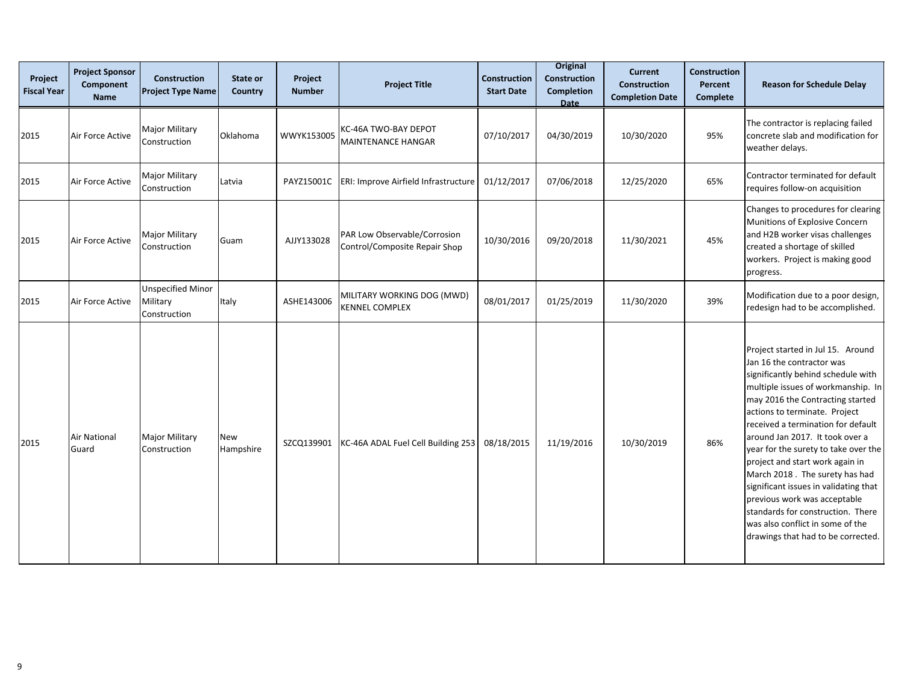| Project Fiscal Year | Project Sponsor Component Name | Construction Project Type Name | State or Country | Project Number | Project Title | Construction Start Date | Original Construction Completion Date | Current Construction Completion Date | Construction Percent Complete | Reason for Schedule Delay |
|---|---|---|---|---|---|---|---|---|---|---|
| 2015 | Air Force Active | Major Military Construction | Oklahoma | WWYK153005 | KC-46A TWO-BAY DEPOT MAINTENANCE HANGAR | 07/10/2017 | 04/30/2019 | 10/30/2020 | 95% | The contractor is replacing failed concrete slab and modification for weather delays. |
| 2015 | Air Force Active | Major Military Construction | Latvia | PAYZ15001C | ERI: Improve Airfield Infrastructure | 01/12/2017 | 07/06/2018 | 12/25/2020 | 65% | Contractor terminated for default requires follow-on acquisition |
| 2015 | Air Force Active | Major Military Construction | Guam | AJJY133028 | PAR Low Observable/Corrosion Control/Composite Repair Shop | 10/30/2016 | 09/20/2018 | 11/30/2021 | 45% | Changes to procedures for clearing Munitions of Explosive Concern and H2B worker visas challenges created a shortage of skilled workers. Project is making good progress. |
| 2015 | Air Force Active | Unspecified Minor Military Construction | Italy | ASHE143006 | MILITARY WORKING DOG (MWD) KENNEL COMPLEX | 08/01/2017 | 01/25/2019 | 11/30/2020 | 39% | Modification due to a poor design, redesign had to be accomplished. |
| 2015 | Air National Guard | Major Military Construction | New Hampshire | SZCQ139901 | KC-46A ADAL Fuel Cell Building 253 | 08/18/2015 | 11/19/2016 | 10/30/2019 | 86% | Project started in Jul 15. Around Jan 16 the contractor was significantly behind schedule with multiple issues of workmanship. In may 2016 the Contracting started actions to terminate. Project received a termination for default around Jan 2017. It took over a year for the surety to take over the project and start work again in March 2018 . The surety has had significant issues in validating that previous work was acceptable standards for construction. There was also conflict in some of the drawings that had to be corrected. |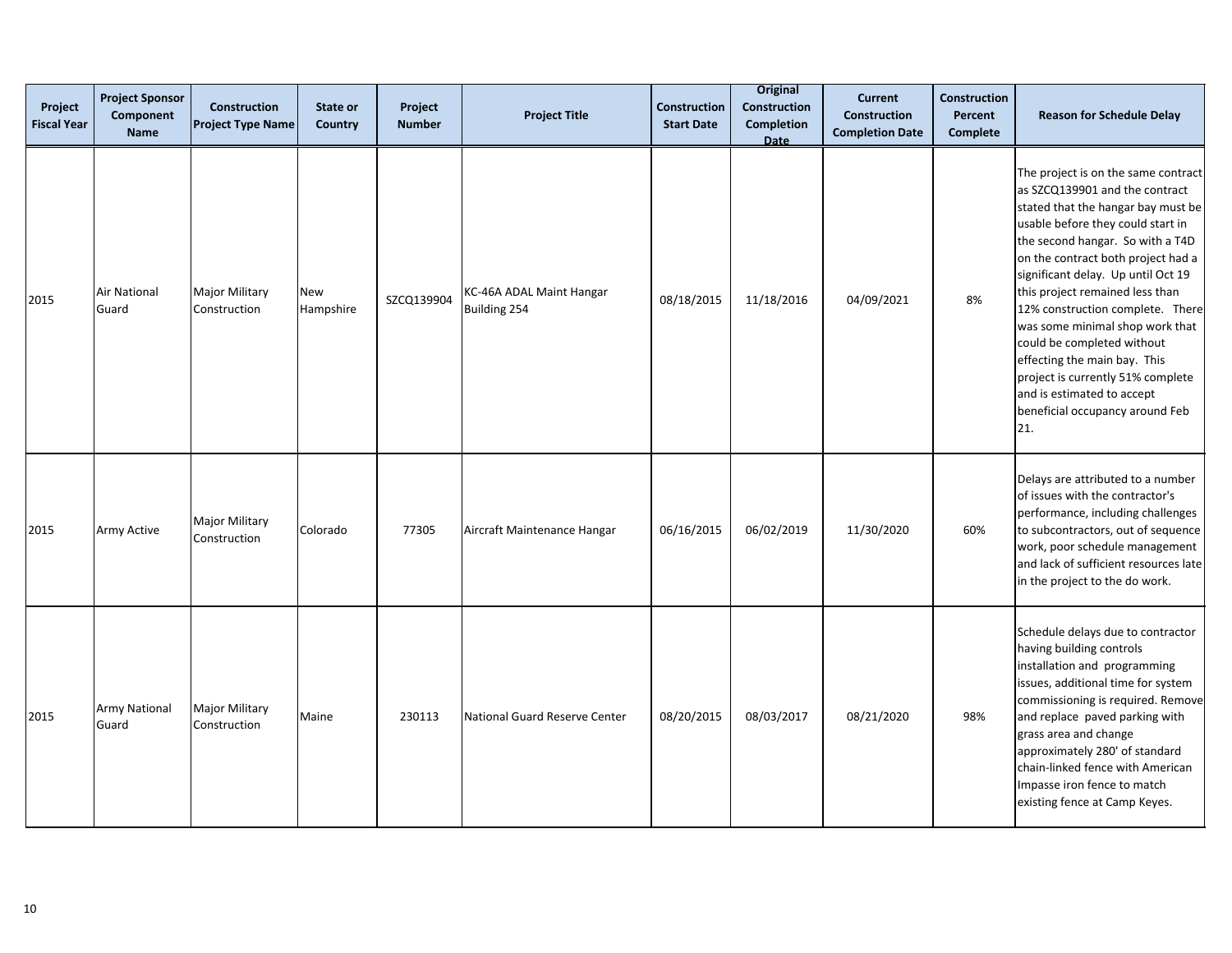| Project Fiscal Year | Project Sponsor Component Name | Construction Project Type Name | State or Country | Project Number | Project Title | Construction Start Date | Original Construction Completion Date | Current Construction Completion Date | Construction Percent Complete | Reason for Schedule Delay |
|---|---|---|---|---|---|---|---|---|---|---|
| 2015 | Air National Guard | Major Military Construction | New Hampshire | SZCQ139904 | KC-46A ADAL Maint Hangar Building 254 | 08/18/2015 | 11/18/2016 | 04/09/2021 | 8% | The project is on the same contract as SZCQ139901 and the contract stated that the hangar bay must be usable before they could start in the second hangar. So with a T4D on the contract both project had a significant delay. Up until Oct 19 this project remained less than 12% construction complete. There was some minimal shop work that could be completed without effecting the main bay. This project is currently 51% complete and is estimated to accept beneficial occupancy around Feb 21. |
| 2015 | Army Active | Major Military Construction | Colorado | 77305 | Aircraft Maintenance Hangar | 06/16/2015 | 06/02/2019 | 11/30/2020 | 60% | Delays are attributed to a number of issues with the contractor's performance, including challenges to subcontractors, out of sequence work, poor schedule management and lack of sufficient resources late in the project to the do work. |
| 2015 | Army National Guard | Major Military Construction | Maine | 230113 | National Guard Reserve Center | 08/20/2015 | 08/03/2017 | 08/21/2020 | 98% | Schedule delays due to contractor having building controls installation and programming issues, additional time for system commissioning is required. Remove and replace paved parking with grass area and change approximately 280' of standard chain-linked fence with American Impasse iron fence to match existing fence at Camp Keyes. |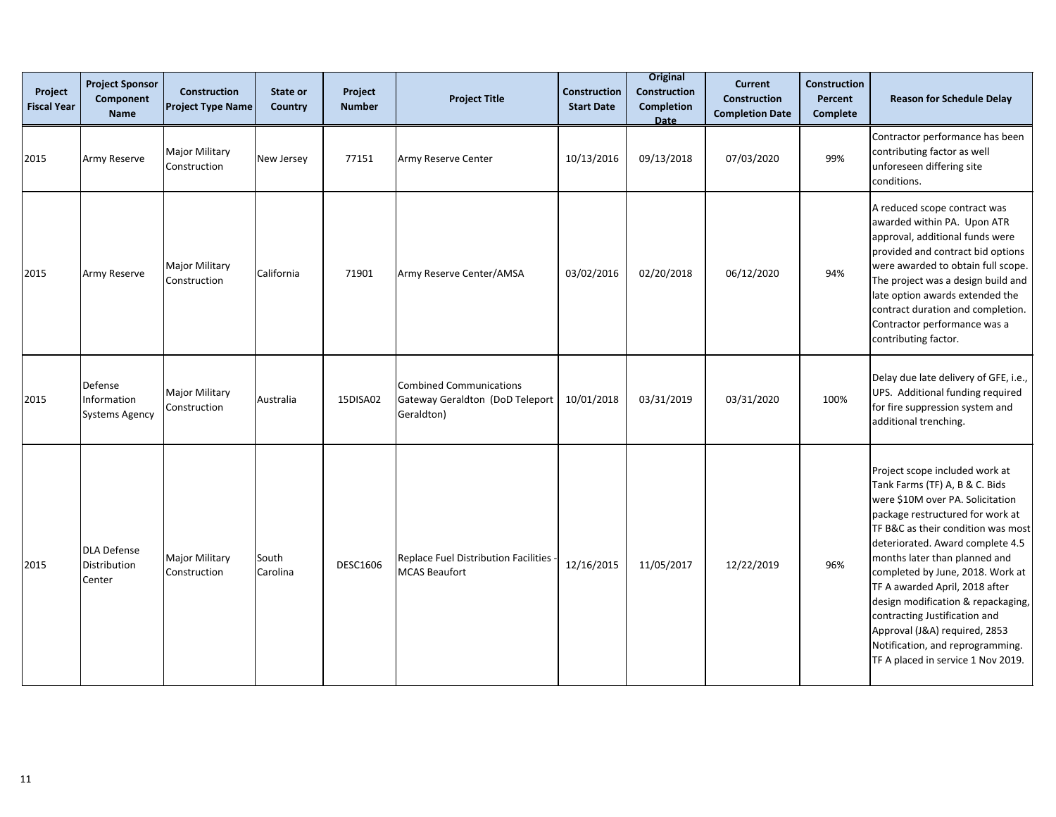| Project Fiscal Year | Project Sponsor Component Name | Construction Project Type Name | State or Country | Project Number | Project Title | Construction Start Date | Original Construction Completion Date | Current Construction Completion Date | Construction Percent Complete | Reason for Schedule Delay |
|---|---|---|---|---|---|---|---|---|---|---|
| 2015 | Army Reserve | Major Military Construction | New Jersey | 77151 | Army Reserve Center | 10/13/2016 | 09/13/2018 | 07/03/2020 | 99% | Contractor performance has been contributing factor as well unforeseen differing site conditions. |
| 2015 | Army Reserve | Major Military Construction | California | 71901 | Army Reserve Center/AMSA | 03/02/2016 | 02/20/2018 | 06/12/2020 | 94% | A reduced scope contract was awarded within PA. Upon ATR approval, additional funds were provided and contract bid options were awarded to obtain full scope. The project was a design build and late option awards extended the contract duration and completion. Contractor performance was a contributing factor. |
| 2015 | Defense Information Systems Agency | Major Military Construction | Australia | 15DISA02 | Combined Communications Gateway Geraldton (DoD Teleport Geraldton) | 10/01/2018 | 03/31/2019 | 03/31/2020 | 100% | Delay due late delivery of GFE, i.e., UPS. Additional funding required for fire suppression system and additional trenching. |
| 2015 | DLA Defense Distribution Center | Major Military Construction | South Carolina | DESC1606 | Replace Fuel Distribution Facilities - MCAS Beaufort | 12/16/2015 | 11/05/2017 | 12/22/2019 | 96% | Project scope included work at Tank Farms (TF) A, B & C. Bids were $10M over PA. Solicitation package restructured for work at TF B&C as their condition was most deteriorated. Award complete 4.5 months later than planned and completed by June, 2018. Work at TF A awarded April, 2018 after design modification & repackaging, contracting Justification and Approval (J&A) required, 2853 Notification, and reprogramming. TF A placed in service 1 Nov 2019. |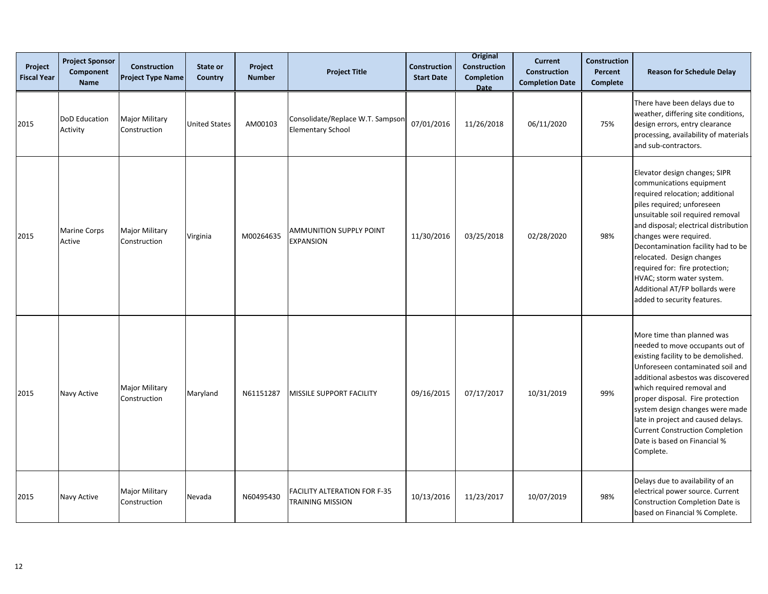| Project Fiscal Year | Project Sponsor Component Name | Construction Project Type Name | State or Country | Project Number | Project Title | Construction Start Date | Original Construction Completion Date | Current Construction Completion Date | Construction Percent Complete | Reason for Schedule Delay |
|---|---|---|---|---|---|---|---|---|---|---|
| 2015 | DoD Education Activity | Major Military Construction | United States | AM00103 | Consolidate/Replace W.T. Sampson Elementary School | 07/01/2016 | 11/26/2018 | 06/11/2020 | 75% | There have been delays due to weather, differing site conditions, design errors, entry clearance processing, availability of materials and sub-contractors. |
| 2015 | Marine Corps Active | Major Military Construction | Virginia | M00264635 | AMMUNITION SUPPLY POINT EXPANSION | 11/30/2016 | 03/25/2018 | 02/28/2020 | 98% | Elevator design changes; SIPR communications equipment required relocation; additional piles required; unforeseen unsuitable soil required removal and disposal; electrical distribution changes were required. Decontamination facility had to be relocated. Design changes required for: fire protection; HVAC; storm water system. Additional AT/FP bollards were added to security features. |
| 2015 | Navy Active | Major Military Construction | Maryland | N61151287 | MISSILE SUPPORT FACILITY | 09/16/2015 | 07/17/2017 | 10/31/2019 | 99% | More time than planned was needed to move occupants out of existing facility to be demolished. Unforeseen contaminated soil and additional asbestos was discovered which required removal and proper disposal. Fire protection system design changes were made late in project and caused delays. Current Construction Completion Date is based on Financial % Complete. |
| 2015 | Navy Active | Major Military Construction | Nevada | N60495430 | FACILITY ALTERATION FOR F-35 TRAINING MISSION | 10/13/2016 | 11/23/2017 | 10/07/2019 | 98% | Delays due to availability of an electrical power source. Current Construction Completion Date is based on Financial % Complete. |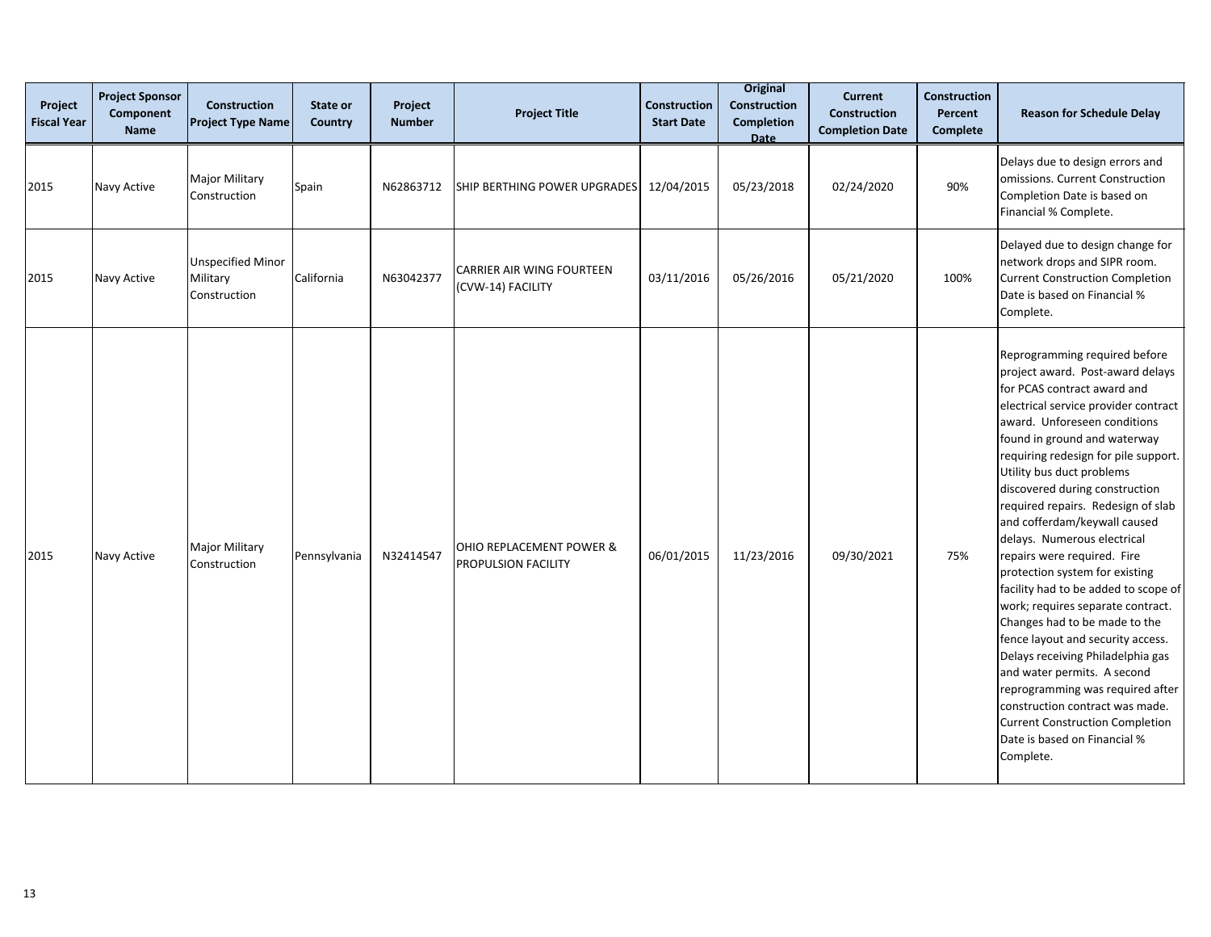| Project Fiscal Year | Project Sponsor Component Name | Construction Project Type Name | State or Country | Project Number | Project Title | Construction Start Date | Original Construction Completion Date | Current Construction Completion Date | Construction Percent Complete | Reason for Schedule Delay |
|---|---|---|---|---|---|---|---|---|---|---|
| 2015 | Navy Active | Major Military Construction | Spain | N62863712 | SHIP BERTHING POWER UPGRADES | 12/04/2015 | 05/23/2018 | 02/24/2020 | 90% | Delays due to design errors and omissions. Current Construction Completion Date is based on Financial % Complete. |
| 2015 | Navy Active | Unspecified Minor Military Construction | California | N63042377 | CARRIER AIR WING FOURTEEN (CVW-14) FACILITY | 03/11/2016 | 05/26/2016 | 05/21/2020 | 100% | Delayed due to design change for network drops and SIPR room. Current Construction Completion Date is based on Financial % Complete. |
| 2015 | Navy Active | Major Military Construction | Pennsylvania | N32414547 | OHIO REPLACEMENT POWER & PROPULSION FACILITY | 06/01/2015 | 11/23/2016 | 09/30/2021 | 75% | Reprogramming required before project award. Post-award delays for PCAS contract award and electrical service provider contract award. Unforeseen conditions found in ground and waterway requiring redesign for pile support. Utility bus duct problems discovered during construction required repairs. Redesign of slab and cofferdam/keywall caused delays. Numerous electrical repairs were required. Fire protection system for existing facility had to be added to scope of work; requires separate contract. Changes had to be made to the fence layout and security access. Delays receiving Philadelphia gas and water permits. A second reprogramming was required after construction contract was made. Current Construction Completion Date is based on Financial % Complete. |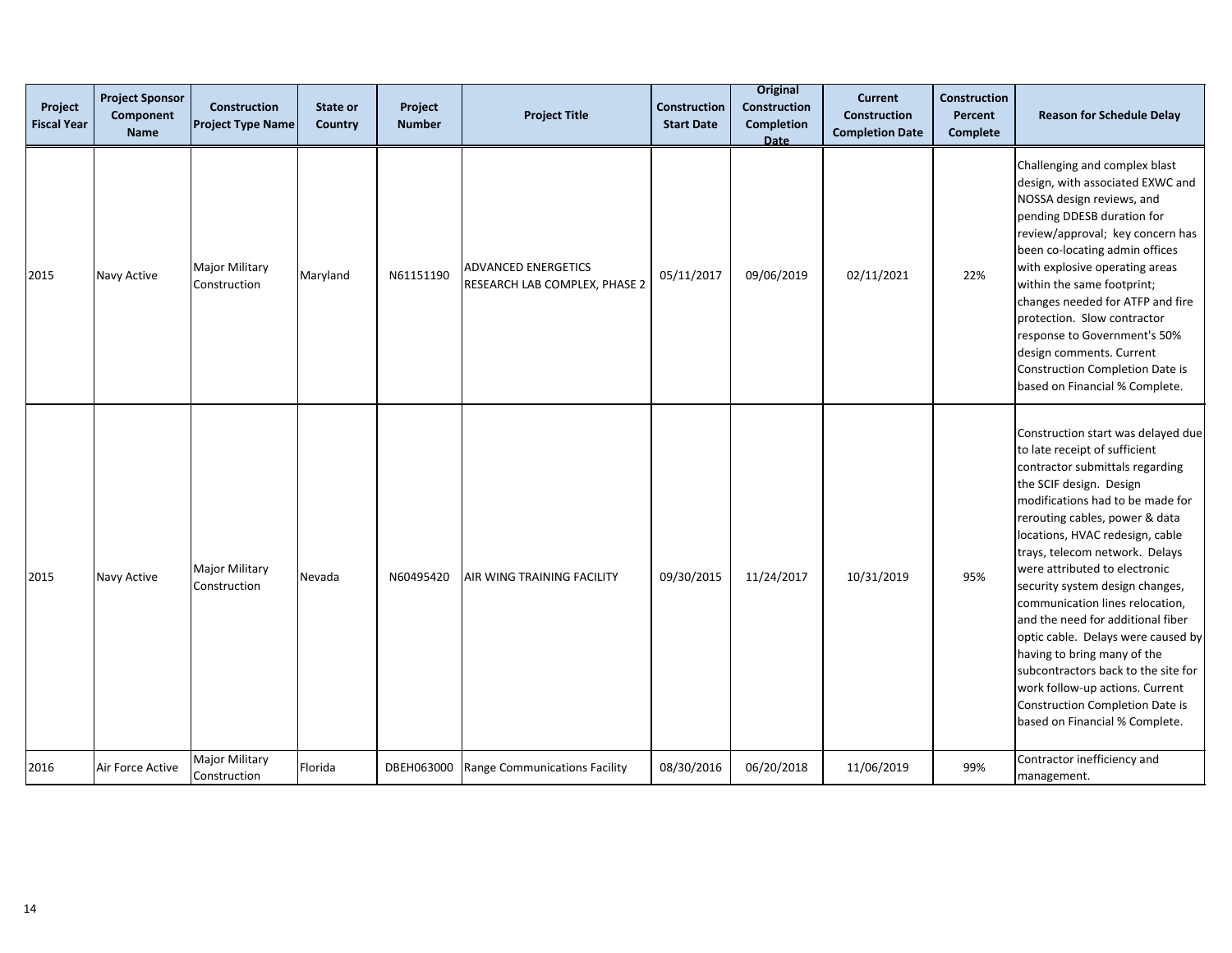| Project Fiscal Year | Project Sponsor Component Name | Construction Project Type Name | State or Country | Project Number | Project Title | Construction Start Date | Original Construction Completion Date | Current Construction Completion Date | Construction Percent Complete | Reason for Schedule Delay |
|---|---|---|---|---|---|---|---|---|---|---|
| 2015 | Navy Active | Major Military Construction | Maryland | N61151190 | ADVANCED ENERGETICS RESEARCH LAB COMPLEX, PHASE 2 | 05/11/2017 | 09/06/2019 | 02/11/2021 | 22% | Challenging and complex blast design, with associated EXWC and NOSSA design reviews, and pending DDESB duration for review/approval; key concern has been co-locating admin offices with explosive operating areas within the same footprint; changes needed for ATFP and fire protection. Slow contractor response to Government's 50% design comments. Current Construction Completion Date is based on Financial % Complete. |
| 2015 | Navy Active | Major Military Construction | Nevada | N60495420 | AIR WING TRAINING FACILITY | 09/30/2015 | 11/24/2017 | 10/31/2019 | 95% | Construction start was delayed due to late receipt of sufficient contractor submittals regarding the SCIF design. Design modifications had to be made for rerouting cables, power & data locations, HVAC redesign, cable trays, telecom network. Delays were attributed to electronic security system design changes, communication lines relocation, and the need for additional fiber optic cable. Delays were caused by having to bring many of the subcontractors back to the site for work follow-up actions. Current Construction Completion Date is based on Financial % Complete. |
| 2016 | Air Force Active | Major Military Construction | Florida | DBEH063000 | Range Communications Facility | 08/30/2016 | 06/20/2018 | 11/06/2019 | 99% | Contractor inefficiency and management. |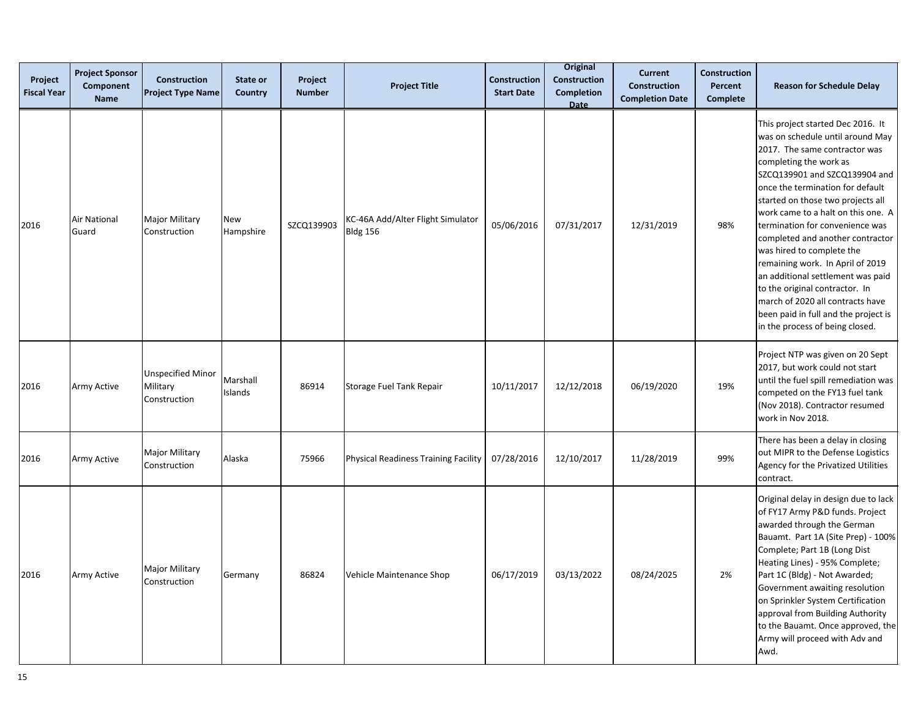| Project Fiscal Year | Project Sponsor Component Name | Construction Project Type Name | State or Country | Project Number | Project Title | Construction Start Date | Original Construction Completion Date | Current Construction Completion Date | Construction Percent Complete | Reason for Schedule Delay |
|---|---|---|---|---|---|---|---|---|---|---|
| 2016 | Air National Guard | Major Military Construction | New Hampshire | SZCQ139903 | KC-46A Add/Alter Flight Simulator Bldg 156 | 05/06/2016 | 07/31/2017 | 12/31/2019 | 98% | This project started Dec 2016. It was on schedule until around May 2017. The same contractor was completing the work as SZCQ139901 and SZCQ139904 and once the termination for default started on those two projects all work came to a halt on this one. A termination for convenience was completed and another contractor was hired to complete the remaining work. In April of 2019 an additional settlement was paid to the original contractor. In march of 2020 all contracts have been paid in full and the project is in the process of being closed. |
| 2016 | Army Active | Unspecified Minor Military Construction | Marshall Islands | 86914 | Storage Fuel Tank Repair | 10/11/2017 | 12/12/2018 | 06/19/2020 | 19% | Project NTP was given on 20 Sept 2017, but work could not start until the fuel spill remediation was competed on the FY13 fuel tank (Nov 2018). Contractor resumed work in Nov 2018. |
| 2016 | Army Active | Major Military Construction | Alaska | 75966 | Physical Readiness Training Facility | 07/28/2016 | 12/10/2017 | 11/28/2019 | 99% | There has been a delay in closing out MIPR to the Defense Logistics Agency for the Privatized Utilities contract. |
| 2016 | Army Active | Major Military Construction | Germany | 86824 | Vehicle Maintenance Shop | 06/17/2019 | 03/13/2022 | 08/24/2025 | 2% | Original delay in design due to lack of FY17 Army P&D funds. Project awarded through the German Bauamt. Part 1A (Site Prep) - 100% Complete; Part 1B (Long Dist Heating Lines) - 95% Complete; Part 1C (Bldg) - Not Awarded; Government awaiting resolution on Sprinkler System Certification approval from Building Authority to the Bauamt. Once approved, the Army will proceed with Adv and Awd. |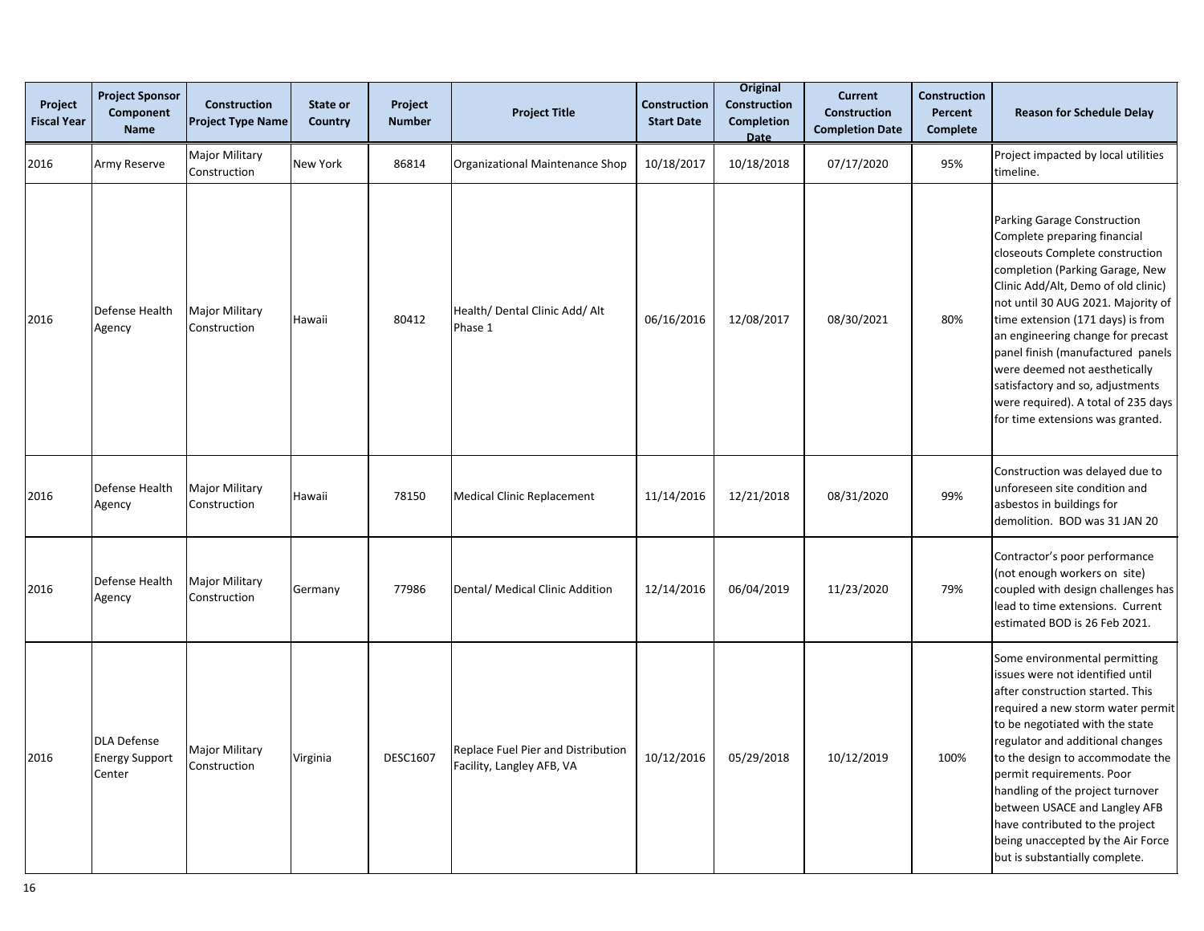| Project Fiscal Year | Project Sponsor Component Name | Construction Project Type Name | State or Country | Project Number | Project Title | Construction Start Date | Original Construction Completion Date | Current Construction Completion Date | Construction Percent Complete | Reason for Schedule Delay |
|---|---|---|---|---|---|---|---|---|---|---|
| 2016 | Army Reserve | Major Military Construction | New York | 86814 | Organizational Maintenance Shop | 10/18/2017 | 10/18/2018 | 07/17/2020 | 95% | Project impacted by local utilities timeline. |
| 2016 | Defense Health Agency | Major Military Construction | Hawaii | 80412 | Health/ Dental Clinic Add/ Alt Phase 1 | 06/16/2016 | 12/08/2017 | 08/30/2021 | 80% | Parking Garage Construction Complete preparing financial closeouts Complete construction completion (Parking Garage, New Clinic Add/Alt, Demo of old clinic) not until 30 AUG 2021. Majority of time extension (171 days) is from an engineering change for precast panel finish (manufactured panels were deemed not aesthetically satisfactory and so, adjustments were required). A total of 235 days for time extensions was granted. |
| 2016 | Defense Health Agency | Major Military Construction | Hawaii | 78150 | Medical Clinic Replacement | 11/14/2016 | 12/21/2018 | 08/31/2020 | 99% | Construction was delayed due to unforeseen site condition and asbestos in buildings for demolition. BOD was 31 JAN 20 |
| 2016 | Defense Health Agency | Major Military Construction | Germany | 77986 | Dental/ Medical Clinic Addition | 12/14/2016 | 06/04/2019 | 11/23/2020 | 79% | Contractor's poor performance (not enough workers on site) coupled with design challenges has lead to time extensions. Current estimated BOD is 26 Feb 2021. |
| 2016 | DLA Defense Energy Support Center | Major Military Construction | Virginia | DESC1607 | Replace Fuel Pier and Distribution Facility, Langley AFB, VA | 10/12/2016 | 05/29/2018 | 10/12/2019 | 100% | Some environmental permitting issues were not identified until after construction started. This required a new storm water permit to be negotiated with the state regulator and additional changes to the design to accommodate the permit requirements. Poor handling of the project turnover between USACE and Langley AFB have contributed to the project being unaccepted by the Air Force but is substantially complete. |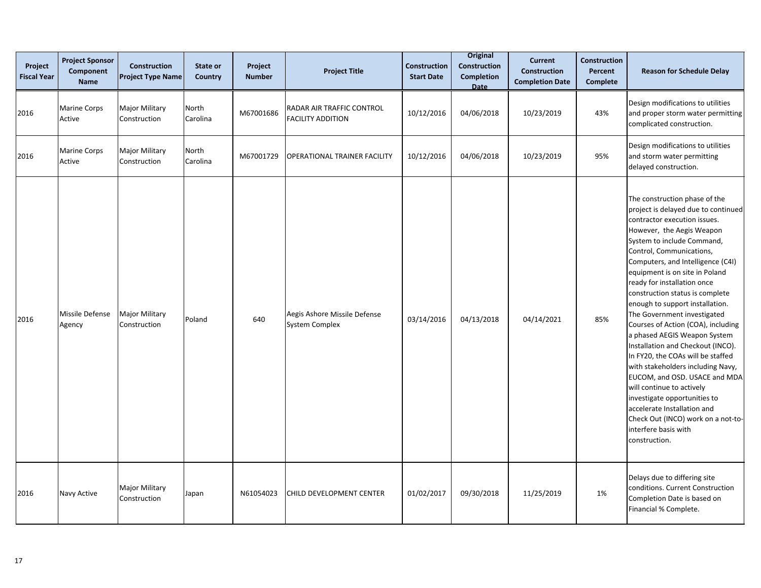| Project Fiscal Year | Project Sponsor Component Name | Construction Project Type Name | State or Country | Project Number | Project Title | Construction Start Date | Original Construction Completion Date | Current Construction Completion Date | Construction Percent Complete | Reason for Schedule Delay |
|---|---|---|---|---|---|---|---|---|---|---|
| 2016 | Marine Corps Active | Major Military Construction | North Carolina | M67001686 | RADAR AIR TRAFFIC CONTROL FACILITY ADDITION | 10/12/2016 | 04/06/2018 | 10/23/2019 | 43% | Design modifications to utilities and proper storm water permitting complicated construction. |
| 2016 | Marine Corps Active | Major Military Construction | North Carolina | M67001729 | OPERATIONAL TRAINER FACILITY | 10/12/2016 | 04/06/2018 | 10/23/2019 | 95% | Design modifications to utilities and storm water permitting delayed construction. |
| 2016 | Missile Defense Agency | Major Military Construction | Poland | 640 | Aegis Ashore Missile Defense System Complex | 03/14/2016 | 04/13/2018 | 04/14/2021 | 85% | The construction phase of the project is delayed due to continued contractor execution issues. However, the Aegis Weapon System to include Command, Control, Communications, Computers, and Intelligence (C4I) equipment is on site in Poland ready for installation once construction status is complete enough to support installation. The Government investigated Courses of Action (COA), including a phased AEGIS Weapon System Installation and Checkout (INCO). In FY20, the COAs will be staffed with stakeholders including Navy, EUCOM, and OSD. USACE and MDA will continue to actively investigate opportunities to accelerate Installation and Check Out (INCO) work on a not-to-interfere basis with construction. |
| 2016 | Navy Active | Major Military Construction | Japan | N61054023 | CHILD DEVELOPMENT CENTER | 01/02/2017 | 09/30/2018 | 11/25/2019 | 1% | Delays due to differing site conditions. Current Construction Completion Date is based on Financial % Complete. |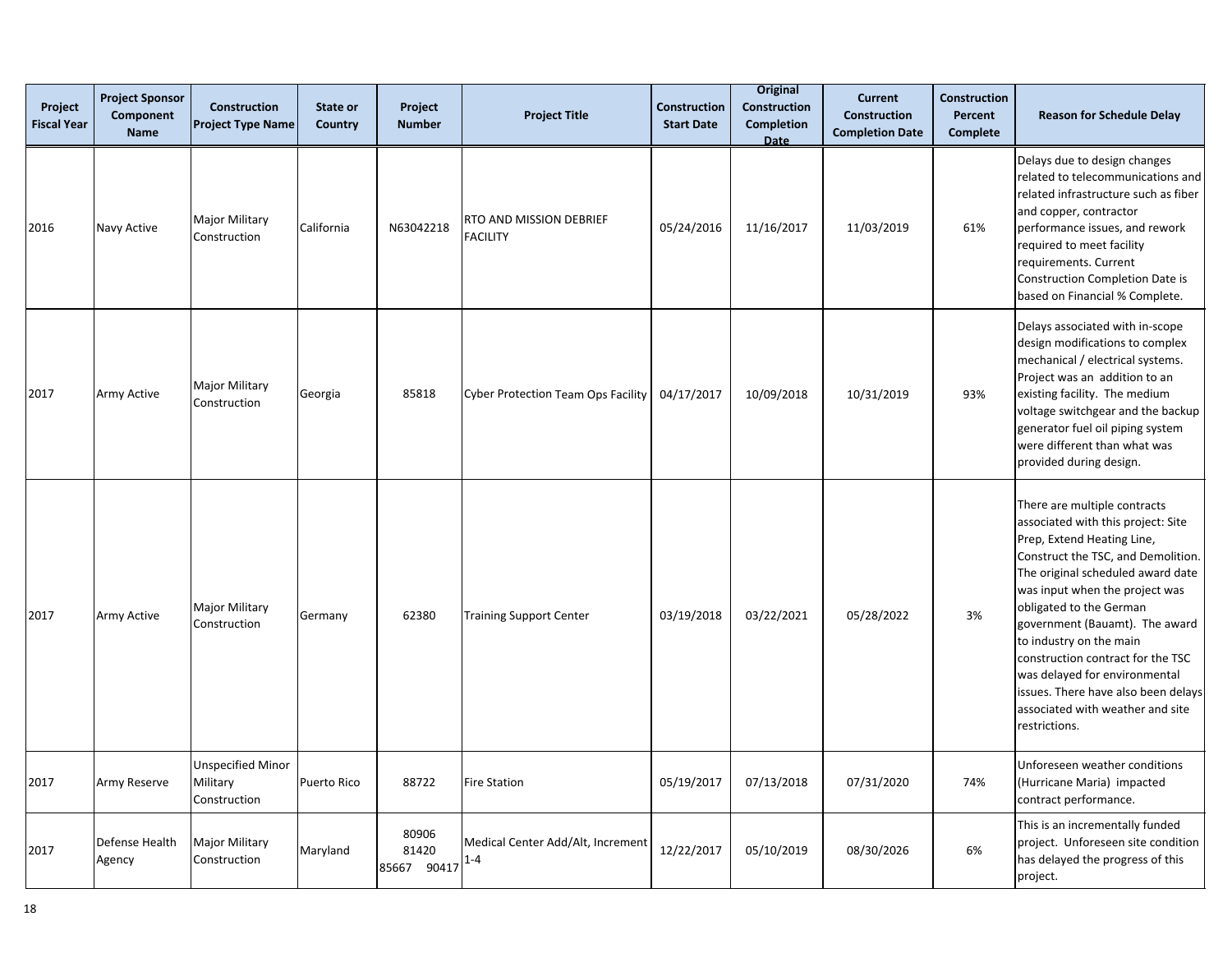| Project Fiscal Year | Project Sponsor Component Name | Construction Project Type Name | State or Country | Project Number | Project Title | Construction Start Date | Original Construction Completion Date | Current Construction Completion Date | Construction Percent Complete | Reason for Schedule Delay |
|---|---|---|---|---|---|---|---|---|---|---|
| 2016 | Navy Active | Major Military Construction | California | N63042218 | RTO AND MISSION DEBRIEF FACILITY | 05/24/2016 | 11/16/2017 | 11/03/2019 | 61% | Delays due to design changes related to telecommunications and related infrastructure such as fiber and copper, contractor performance issues, and rework required to meet facility requirements. Current Construction Completion Date is based on Financial % Complete. |
| 2017 | Army Active | Major Military Construction | Georgia | 85818 | Cyber Protection Team Ops Facility | 04/17/2017 | 10/09/2018 | 10/31/2019 | 93% | Delays associated with in-scope design modifications to complex mechanical / electrical systems. Project was an addition to an existing facility. The medium voltage switchgear and the backup generator fuel oil piping system were different than what was provided during design. |
| 2017 | Army Active | Major Military Construction | Germany | 62380 | Training Support Center | 03/19/2018 | 03/22/2021 | 05/28/2022 | 3% | There are multiple contracts associated with this project: Site Prep, Extend Heating Line, Construct the TSC, and Demolition. The original scheduled award date was input when the project was obligated to the German government (Bauamt). The award to industry on the main construction contract for the TSC was delayed for environmental issues. There have also been delays associated with weather and site restrictions. |
| 2017 | Army Reserve | Unspecified Minor Military Construction | Puerto Rico | 88722 | Fire Station | 05/19/2017 | 07/13/2018 | 07/31/2020 | 74% | Unforeseen weather conditions (Hurricane Maria) impacted contract performance. |
| 2017 | Defense Health Agency | Major Military Construction | Maryland | 80906 81420 85667 90417 | Medical Center Add/Alt, Increment 1-4 | 12/22/2017 | 05/10/2019 | 08/30/2026 | 6% | This is an incrementally funded project. Unforeseen site condition has delayed the progress of this project. |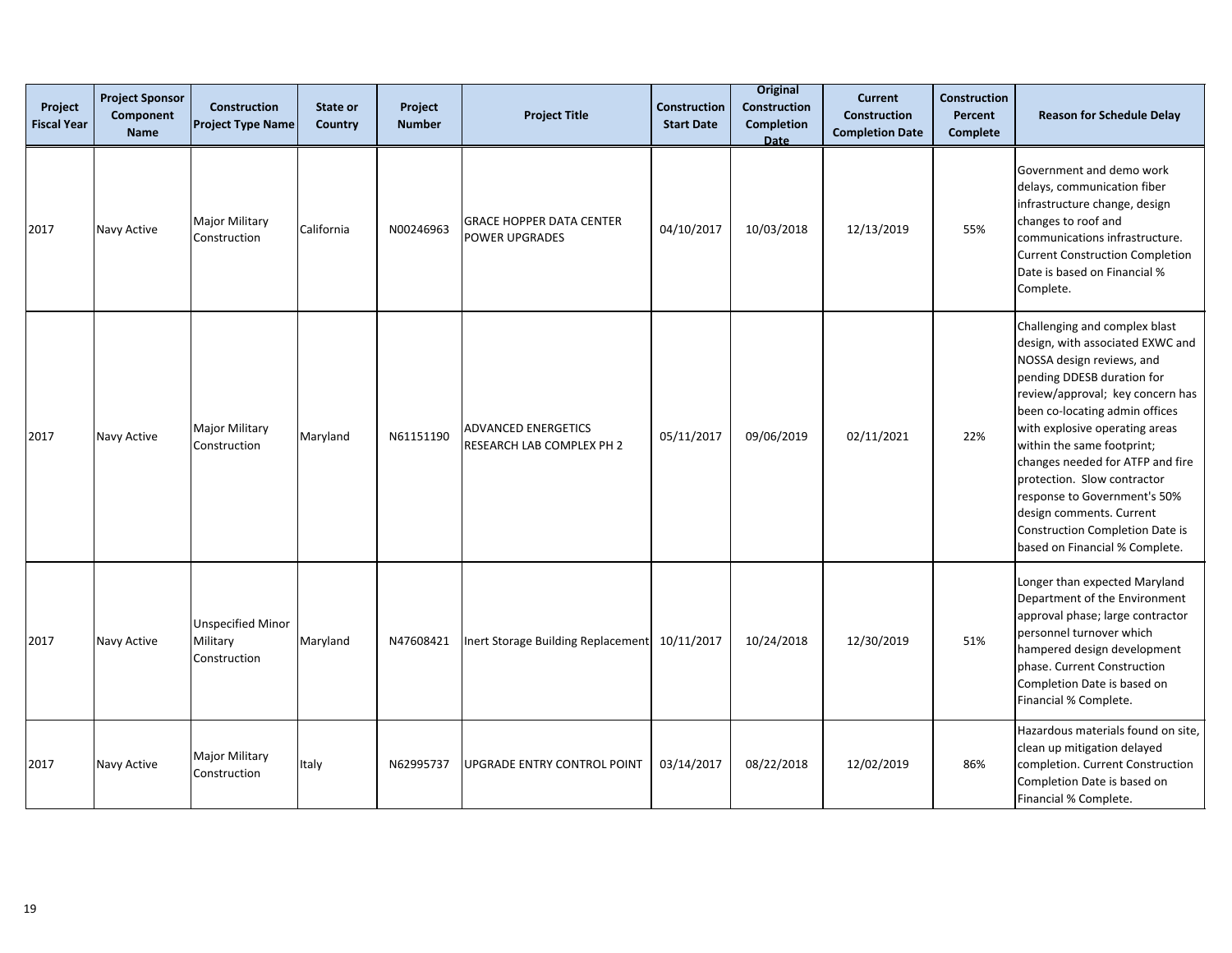| Project Fiscal Year | Project Sponsor Component Name | Construction Project Type Name | State or Country | Project Number | Project Title | Construction Start Date | Original Construction Completion Date | Current Construction Completion Date | Construction Percent Complete | Reason for Schedule Delay |
|---|---|---|---|---|---|---|---|---|---|---|
| 2017 | Navy Active | Major Military Construction | California | N00246963 | GRACE HOPPER DATA CENTER POWER UPGRADES | 04/10/2017 | 10/03/2018 | 12/13/2019 | 55% | Government and demo work delays, communication fiber infrastructure change, design changes to roof and communications infrastructure. Current Construction Completion Date is based on Financial % Complete. |
| 2017 | Navy Active | Major Military Construction | Maryland | N61151190 | ADVANCED ENERGETICS RESEARCH LAB COMPLEX PH 2 | 05/11/2017 | 09/06/2019 | 02/11/2021 | 22% | Challenging and complex blast design, with associated EXWC and NOSSA design reviews, and pending DDESB duration for review/approval; key concern has been co-locating admin offices with explosive operating areas within the same footprint; changes needed for ATFP and fire protection. Slow contractor response to Government's 50% design comments. Current Construction Completion Date is based on Financial % Complete. |
| 2017 | Navy Active | Unspecified Minor Military Construction | Maryland | N47608421 | Inert Storage Building Replacement | 10/11/2017 | 10/24/2018 | 12/30/2019 | 51% | Longer than expected Maryland Department of the Environment approval phase; large contractor personnel turnover which hampered design development phase. Current Construction Completion Date is based on Financial % Complete. |
| 2017 | Navy Active | Major Military Construction | Italy | N62995737 | UPGRADE ENTRY CONTROL POINT | 03/14/2017 | 08/22/2018 | 12/02/2019 | 86% | Hazardous materials found on site, clean up mitigation delayed completion. Current Construction Completion Date is based on Financial % Complete. |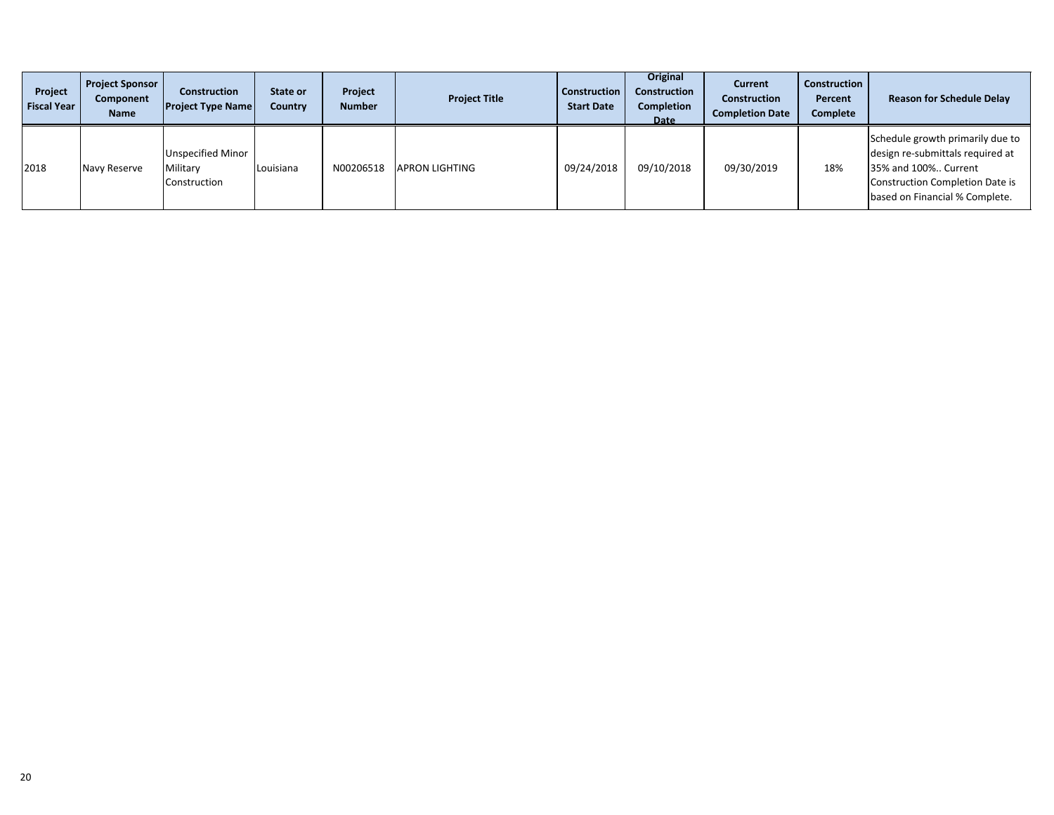| Project Fiscal Year | Project Sponsor Component Name | Construction Project Type Name | State or Country | Project Number | Project Title | Construction Start Date | Original Construction Completion Date | Current Construction Completion Date | Construction Percent Complete | Reason for Schedule Delay |
|---|---|---|---|---|---|---|---|---|---|---|
| 2018 | Navy Reserve | Unspecified Minor Military Construction | Louisiana | N00206518 | APRON LIGHTING | 09/24/2018 | 09/10/2018 | 09/30/2019 | 18% | Schedule growth primarily due to design re-submittals required at 35% and 100%.. Current Construction Completion Date is based on Financial % Complete. |